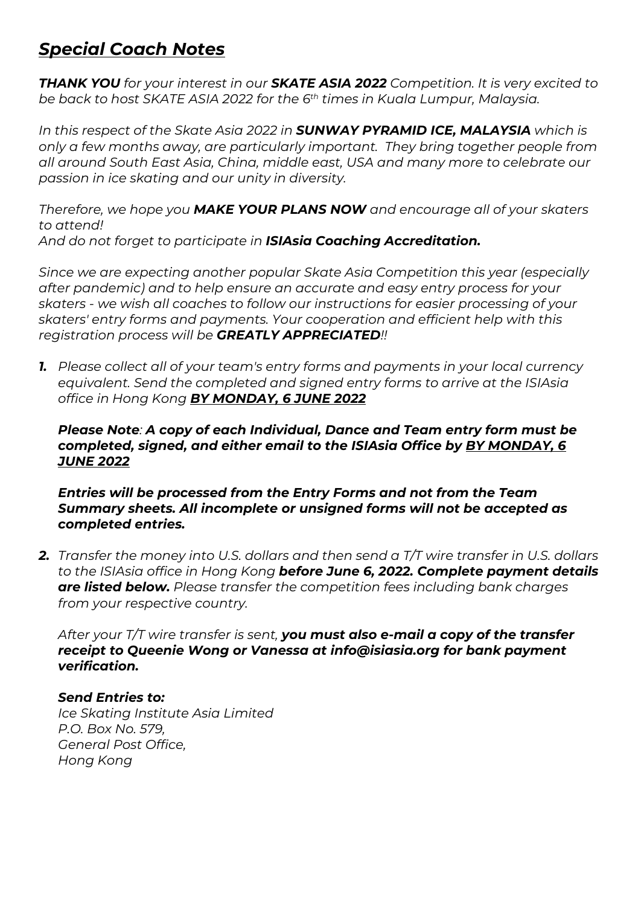## *Special Coach Notes*

***THANK YOU*** *for your interest in our* ***SKATE ASIA 2022*** *Competition. It is very excited to be back to host SKATE ASIA 2022 for the 6th times in Kuala Lumpur, Malaysia.*

*In this respect of the Skate Asia 2022 in* ***SUNWAY PYRAMID ICE, MALAYSIA*** *which is only a few months away, are particularly important. They bring together people from all around South East Asia, China, middle east, USA and many more to celebrate our passion in ice skating and our unity in diversity.*

*Therefore, we hope you* ***MAKE YOUR PLANS NOW*** *and encourage all of your skaters to attend!*
*And do not forget to participate in* ***ISIAsia Coaching Accreditation.***

*Since we are expecting another popular Skate Asia Competition this year (especially after pandemic) and to help ensure an accurate and easy entry process for your skaters - we wish all coaches to follow our instructions for easier processing of your skaters' entry forms and payments. Your cooperation and efficient help with this registration process will be* ***GREATLY APPRECIATED****!!*

1. *Please collect all of your team's entry forms and payments in your local currency equivalent. Send the completed and signed entry forms to arrive at the ISIAsia office in Hong Kong* ***BY MONDAY, 6 JUNE 2022***

   ***Please Note****:* ***A copy of each Individual, Dance and Team entry form must be completed, signed, and either email to the ISIAsia Office by BY MONDAY, 6 JUNE 2022***

   ***Entries will be processed from the Entry Forms and not from the Team Summary sheets. All incomplete or unsigned forms will not be accepted as completed entries.***

2. *Transfer the money into U.S. dollars and then send a T/T wire transfer in U.S. dollars to the ISIAsia office in Hong Kong* ***before June 6, 2022. Complete payment details are listed below.*** *Please transfer the competition fees including bank charges from your respective country.*

   *After your T/T wire transfer is sent,* ***you must also e-mail a copy of the transfer receipt to Queenie Wong or Vanessa at info@isiasia.org for bank payment verification.***

   ***Send Entries to:***
   *Ice Skating Institute Asia Limited*
   *P.O. Box No. 579,*
   *General Post Office,*
   *Hong Kong*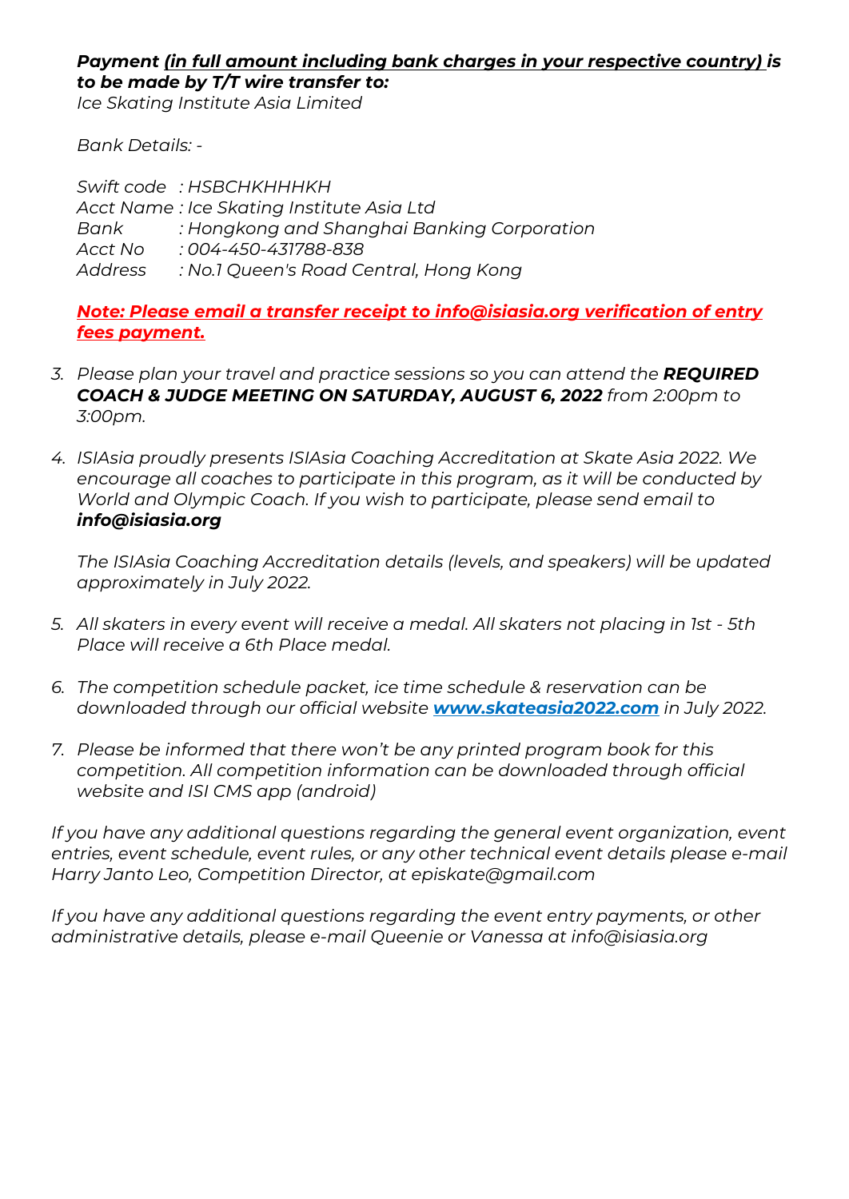***Payment** __*(in full amount including bank charges in your respective country)*__ **is to be made by T/T wire transfer to:***
*Ice Skating Institute Asia Limited*

*Bank Details: -*

*Swift code : HSBCHKHHHKH*
*Acct Name : Ice Skating Institute Asia Ltd*
*Bank : Hongkong and Shanghai Banking Corporation*
*Acct No : 004-450-431788-838*
*Address : No.1 Queen's Road Central, Hong Kong*

***<u>Note: Please email a transfer receipt to info@isiasia.org verification of entry fees payment.</u>***

3. *Please plan your travel and practice sessions so you can attend the **REQUIRED COACH & JUDGE MEETING ON SATURDAY, AUGUST 6, 2022** from 2:00pm to 3:00pm.*

4. *ISIAsia proudly presents ISIAsia Coaching Accreditation at Skate Asia 2022. We encourage all coaches to participate in this program, as it will be conducted by World and Olympic Coach. If you wish to participate, please send email to **info@isiasia.org***

   *The ISIAsia Coaching Accreditation details (levels, and speakers) will be updated approximately in July 2022.*

5. *All skaters in every event will receive a medal. All skaters not placing in 1st - 5th Place will receive a 6th Place medal.*

6. *The competition schedule packet, ice time schedule & reservation can be downloaded through our official website **<u>www.skateasia2022.com</u>** in July 2022.*

7. *Please be informed that there won't be any printed program book for this competition. All competition information can be downloaded through official website and ISI CMS app (android)*

*If you have any additional questions regarding the general event organization, event entries, event schedule, event rules, or any other technical event details please e-mail Harry Janto Leo, Competition Director, at episkate@gmail.com*

*If you have any additional questions regarding the event entry payments, or other administrative details, please e-mail Queenie or Vanessa at info@isiasia.org*